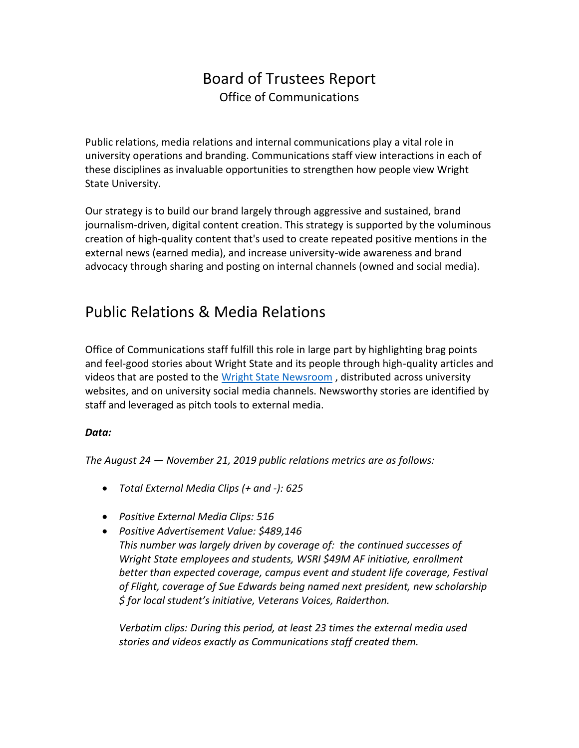# Board of Trustees Report

Office of Communications

Public relations, media relations and internal communications play a vital role in university operations and branding. Communications staff view interactions in each of these disciplines as invaluable opportunities to strengthen how people view Wright State University.

Our strategy is to build our brand largely through aggressive and sustained, brand journalism-driven, digital content creation. This strategy is supported by the voluminous creation of high-quality content that's used to create repeated positive mentions in the external news (earned media), and increase university-wide awareness and brand advocacy through sharing and posting on internal channels (owned and social media).

## Public Relations & Media Relations

Office of Communications staff fulfill this role in large part by highlighting brag points and feel-good stories about Wright State and its people through high-quality articles and videos that are posted to the [Wright State Newsroom](), distributed across university websites, and on university social media channels. Newsworthy stories are identified by staff and leveraged as pitch tools to external media.

***Data:***

*The August 24 — November 21, 2019 public relations metrics are as follows:*

- *Total External Media Clips (+ and -): 625*
- *Positive External Media Clips: 516*
- *Positive Advertisement Value: $489,146*
  *This number was largely driven by coverage of: the continued successes of Wright State employees and students, WSRI $49M AF initiative, enrollment better than expected coverage, campus event and student life coverage, Festival of Flight, coverage of Sue Edwards being named next president, new scholarship $ for local student's initiative, Veterans Voices, Raiderthon.*

  *Verbatim clips: During this period, at least 23 times the external media used stories and videos exactly as Communications staff created them.*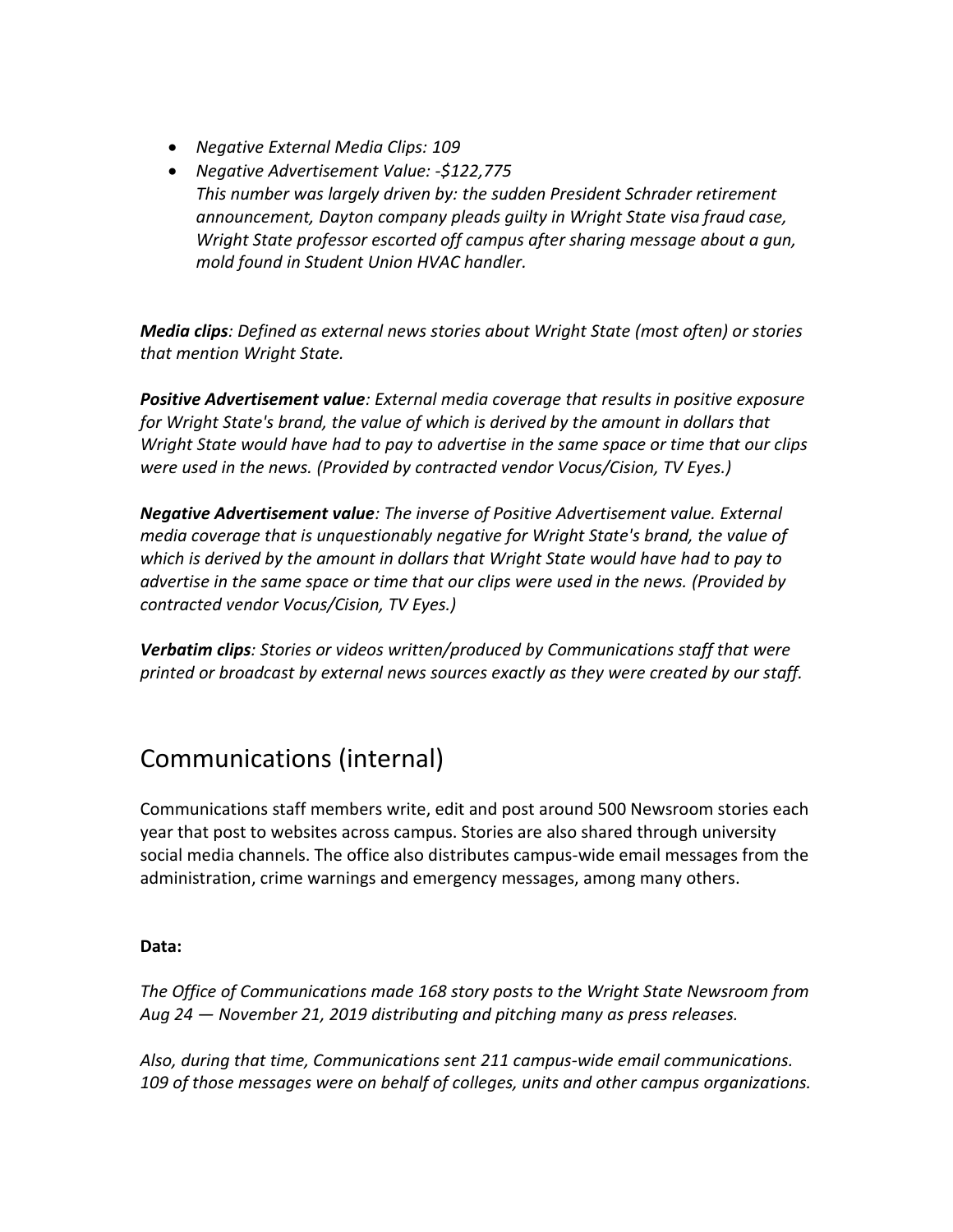- *Negative External Media Clips: 109*
- *Negative Advertisement Value: -$122,775*
  *This number was largely driven by: the sudden President Schrader retirement announcement, Dayton company pleads guilty in Wright State visa fraud case, Wright State professor escorted off campus after sharing message about a gun, mold found in Student Union HVAC handler.*

***Media clips****: Defined as external news stories about Wright State (most often) or stories that mention Wright State.*

***Positive Advertisement value****: External media coverage that results in positive exposure for Wright State's brand, the value of which is derived by the amount in dollars that Wright State would have had to pay to advertise in the same space or time that our clips were used in the news. (Provided by contracted vendor Vocus/Cision, TV Eyes.)*

***Negative Advertisement value****: The inverse of Positive Advertisement value. External media coverage that is unquestionably negative for Wright State's brand, the value of which is derived by the amount in dollars that Wright State would have had to pay to advertise in the same space or time that our clips were used in the news. (Provided by contracted vendor Vocus/Cision, TV Eyes.)*

***Verbatim clips****: Stories or videos written/produced by Communications staff that were printed or broadcast by external news sources exactly as they were created by our staff.*

## Communications (internal)

Communications staff members write, edit and post around 500 Newsroom stories each year that post to websites across campus. Stories are also shared through university social media channels. The office also distributes campus-wide email messages from the administration, crime warnings and emergency messages, among many others.

**Data:**

*The Office of Communications made 168 story posts to the Wright State Newsroom from Aug 24 — November 21, 2019 distributing and pitching many as press releases.*

*Also, during that time, Communications sent 211 campus-wide email communications. 109 of those messages were on behalf of colleges, units and other campus organizations.*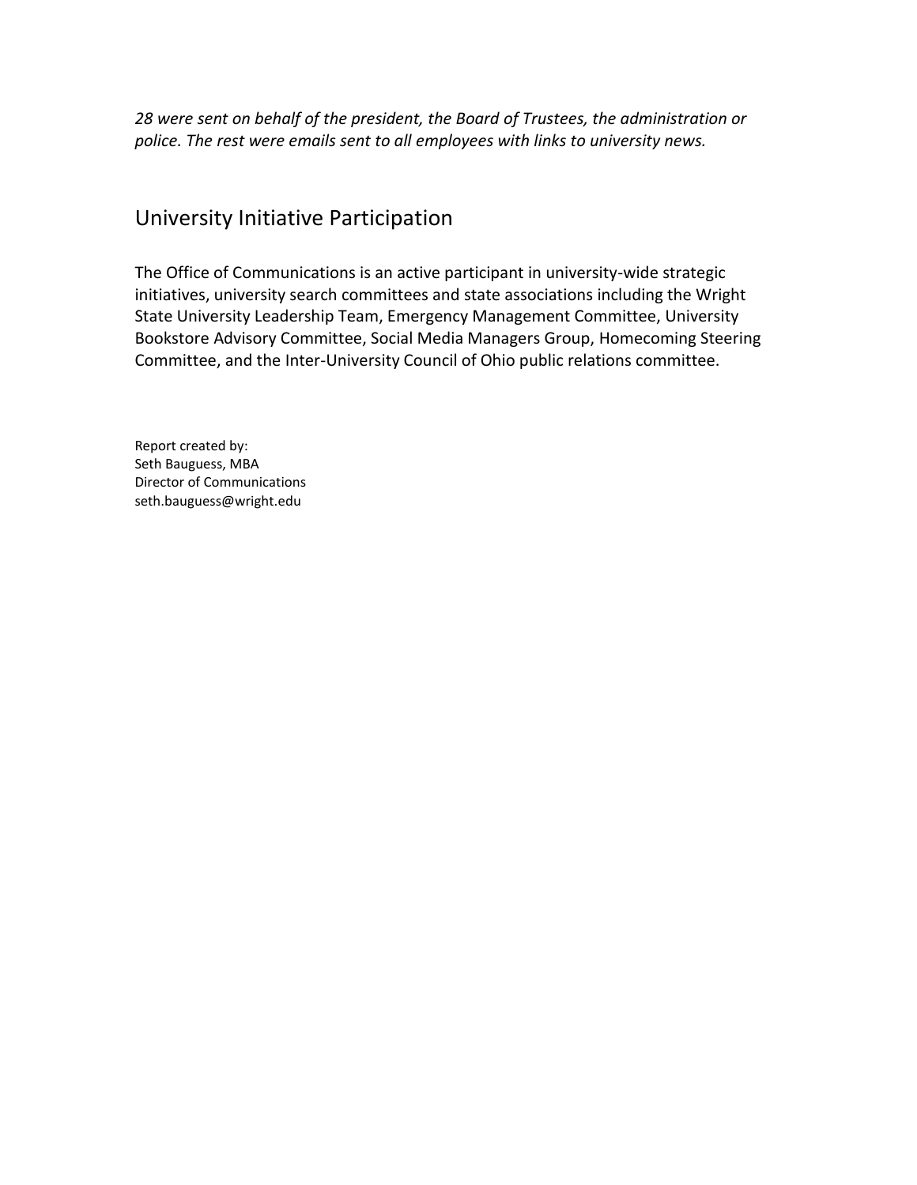*28 were sent on behalf of the president, the Board of Trustees, the administration or police. The rest were emails sent to all employees with links to university news.*

## University Initiative Participation

The Office of Communications is an active participant in university-wide strategic initiatives, university search committees and state associations including the Wright State University Leadership Team, Emergency Management Committee, University Bookstore Advisory Committee, Social Media Managers Group, Homecoming Steering Committee, and the Inter-University Council of Ohio public relations committee.

Report created by:
Seth Bauguess, MBA
Director of Communications
seth.bauguess@wright.edu